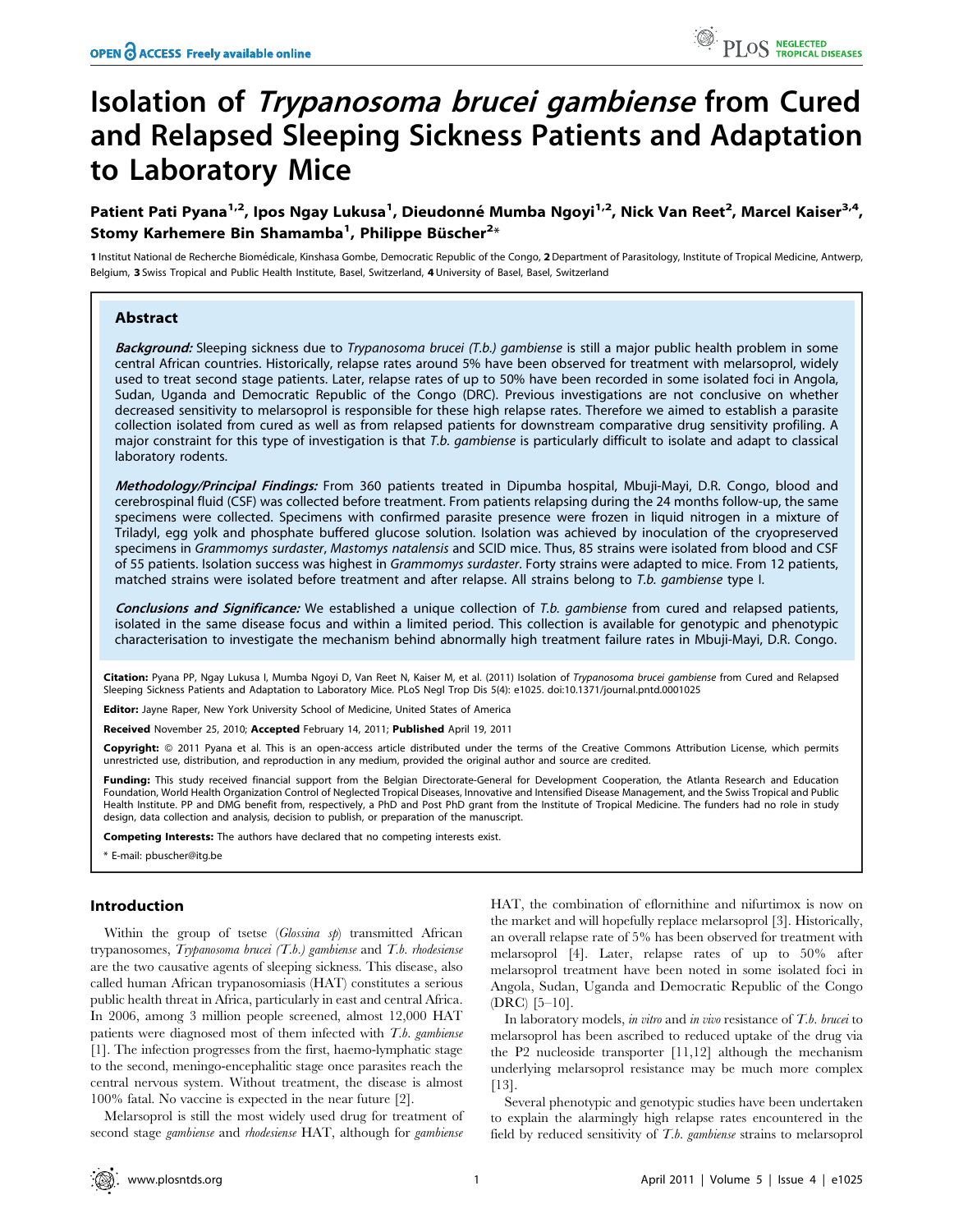# Isolation of *Trypanosoma brucei gambiense* from Cured and Relapsed Sleeping Sickness Patients and Adaptation to Laboratory Mice

**Patient Pati Pyana[1,2], Ipos Ngay Lukusa[1], Dieudonné Mumba Ngoyi[1,2], Nick Van Reet[2], Marcel Kaiser[3,4], Stomy Karhemere Bin Shamamba[1], Philippe Büscher[2]***

1 Institut National de Recherche Biomédicale, Kinshasa Gombe, Democratic Republic of the Congo, 2 Department of Parasitology, Institute of Tropical Medicine, Antwerp, Belgium, 3 Swiss Tropical and Public Health Institute, Basel, Switzerland, 4 University of Basel, Basel, Switzerland

## Abstract

***Background:*** Sleeping sickness due to *Trypanosoma brucei (T.b.) gambiense* is still a major public health problem in some central African countries. Historically, relapse rates around 5% have been observed for treatment with melarsoprol, widely used to treat second stage patients. Later, relapse rates of up to 50% have been recorded in some isolated foci in Angola, Sudan, Uganda and Democratic Republic of the Congo (DRC). Previous investigations are not conclusive on whether decreased sensitivity to melarsoprol is responsible for these high relapse rates. Therefore we aimed to establish a parasite collection isolated from cured as well as from relapsed patients for downstream comparative drug sensitivity profiling. A major constraint for this type of investigation is that *T.b. gambiense* is particularly difficult to isolate and adapt to classical laboratory rodents.

***Methodology/Principal Findings:*** From 360 patients treated in Dipumba hospital, Mbuji-Mayi, D.R. Congo, blood and cerebrospinal fluid (CSF) was collected before treatment. From patients relapsing during the 24 months follow-up, the same specimens were collected. Specimens with confirmed parasite presence were frozen in liquid nitrogen in a mixture of Triladyl, egg yolk and phosphate buffered glucose solution. Isolation was achieved by inoculation of the cryopreserved specimens in *Grammomys surdaster*, *Mastomys natalensis* and SCID mice. Thus, 85 strains were isolated from blood and CSF of 55 patients. Isolation success was highest in *Grammomys surdaster*. Forty strains were adapted to mice. From 12 patients, matched strains were isolated before treatment and after relapse. All strains belong to *T.b. gambiense* type I.

***Conclusions and Significance:*** We established a unique collection of *T.b. gambiense* from cured and relapsed patients, isolated in the same disease focus and within a limited period. This collection is available for genotypic and phenotypic characterisation to investigate the mechanism behind abnormally high treatment failure rates in Mbuji-Mayi, D.R. Congo.

**Citation:** Pyana PP, Ngay Lukusa I, Mumba Ngoyi D, Van Reet N, Kaiser M, et al. (2011) Isolation of *Trypanosoma brucei gambiense* from Cured and Relapsed Sleeping Sickness Patients and Adaptation to Laboratory Mice. PLoS Negl Trop Dis 5(4): e1025. doi:10.1371/journal.pntd.0001025

**Editor:** Jayne Raper, New York University School of Medicine, United States of America

**Received** November 25, 2010; **Accepted** February 14, 2011; **Published** April 19, 2011

**Copyright:** © 2011 Pyana et al. This is an open-access article distributed under the terms of the Creative Commons Attribution License, which permits unrestricted use, distribution, and reproduction in any medium, provided the original author and source are credited.

**Funding:** This study received financial support from the Belgian Directorate-General for Development Cooperation, the Atlanta Research and Education Foundation, World Health Organization Control of Neglected Tropical Diseases, Innovative and Intensified Disease Management, and the Swiss Tropical and Public Health Institute. PP and DMG benefit from, respectively, a PhD and Post PhD grant from the Institute of Tropical Medicine. The funders had no role in study design, data collection and analysis, decision to publish, or preparation of the manuscript.

**Competing Interests:** The authors have declared that no competing interests exist.

\* E-mail: pbuscher@itg.be

## Introduction

Within the group of tsetse (*Glossina sp*) transmitted African trypanosomes, *Trypanosoma brucei (T.b.) gambiense* and *T.b. rhodesiense* are the two causative agents of sleeping sickness. This disease, also called human African trypanosomiasis (HAT) constitutes a serious public health threat in Africa, particularly in east and central Africa. In 2006, among 3 million people screened, almost 12,000 HAT patients were diagnosed most of them infected with *T.b. gambiense* [1]. The infection progresses from the first, haemo-lymphatic stage to the second, meningo-encephalitic stage once parasites reach the central nervous system. Without treatment, the disease is almost 100% fatal. No vaccine is expected in the near future [2].

Melarsoprol is still the most widely used drug for treatment of second stage *gambiense* and *rhodesiense* HAT, although for *gambiense* HAT, the combination of eflornithine and nifurtimox is now on the market and will hopefully replace melarsoprol [3]. Historically, an overall relapse rate of 5% has been observed for treatment with melarsoprol [4]. Later, relapse rates of up to 50% after melarsoprol treatment have been noted in some isolated foci in Angola, Sudan, Uganda and Democratic Republic of the Congo (DRC) [5–10].

In laboratory models, *in vitro* and *in vivo* resistance of *T.b. brucei* to melarsoprol has been ascribed to reduced uptake of the drug via the P2 nucleoside transporter [11,12] although the mechanism underlying melarsoprol resistance may be much more complex [13].

Several phenotypic and genotypic studies have been undertaken to explain the alarmingly high relapse rates encountered in the field by reduced sensitivity of *T.b. gambiense* strains to melarsoprol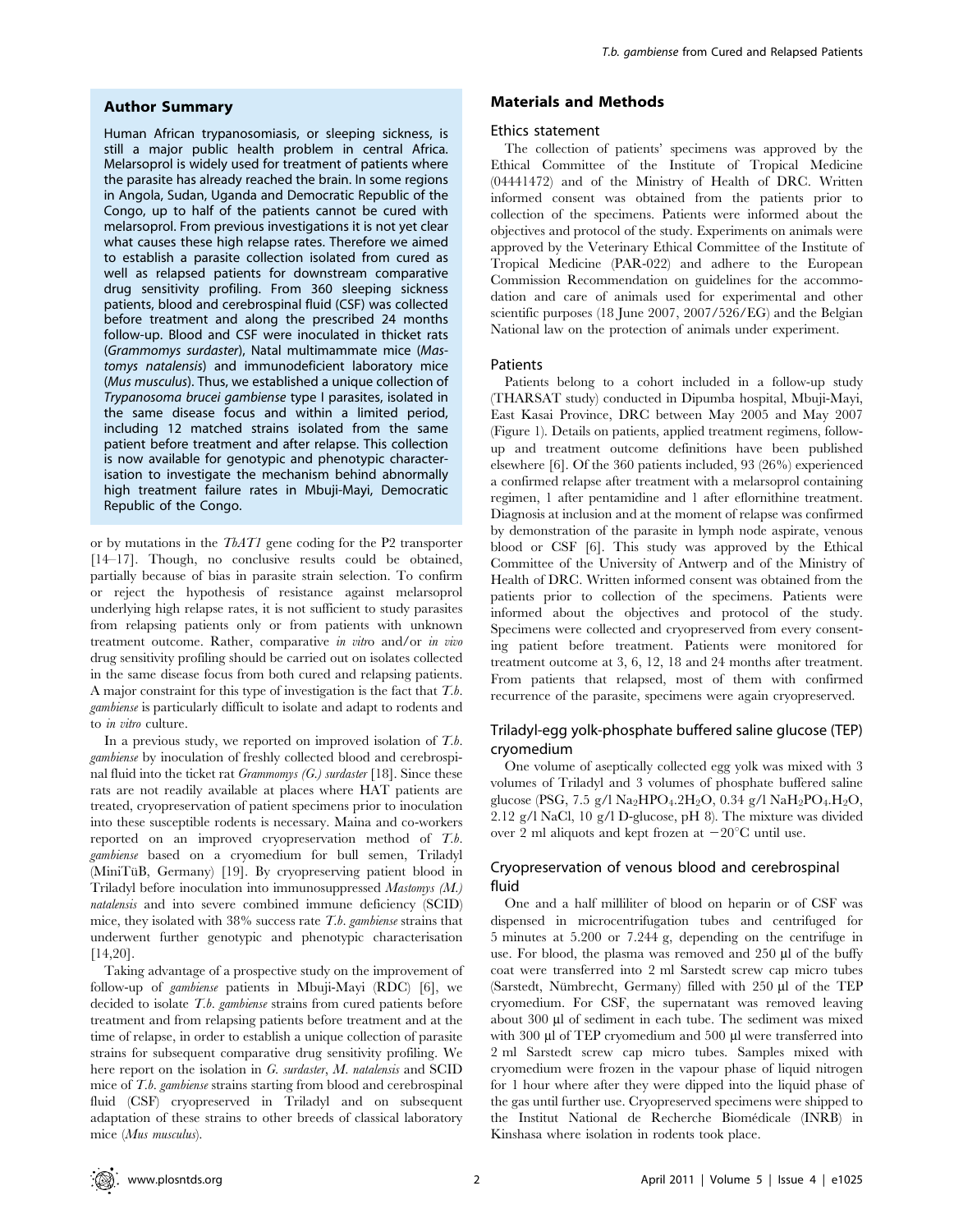## Author Summary

Human African trypanosomiasis, or sleeping sickness, is still a major public health problem in central Africa. Melarsoprol is widely used for treatment of patients where the parasite has already reached the brain. In some regions in Angola, Sudan, Uganda and Democratic Republic of the Congo, up to half of the patients cannot be cured with melarsoprol. From previous investigations it is not yet clear what causes these high relapse rates. Therefore we aimed to establish a parasite collection isolated from cured as well as relapsed patients for downstream comparative drug sensitivity profiling. From 360 sleeping sickness patients, blood and cerebrospinal fluid (CSF) was collected before treatment and along the prescribed 24 months follow-up. Blood and CSF were inoculated in thicket rats (*Grammomys surdaster*), Natal multimammate mice (*Mastomys natalensis*) and immunodeficient laboratory mice (*Mus musculus*). Thus, we established a unique collection of *Trypanosoma brucei gambiense* type I parasites, isolated in the same disease focus and within a limited period, including 12 matched strains isolated from the same patient before treatment and after relapse. This collection is now available for genotypic and phenotypic characterisation to investigate the mechanism behind abnormally high treatment failure rates in Mbuji-Mayi, Democratic Republic of the Congo.

or by mutations in the *TbAT1* gene coding for the P2 transporter [14–17]. Though, no conclusive results could be obtained, partially because of bias in parasite strain selection. To confirm or reject the hypothesis of resistance against melarsoprol underlying high relapse rates, it is not sufficient to study parasites from relapsing patients only or from patients with unknown treatment outcome. Rather, comparative *in vitro* and/or *in vivo* drug sensitivity profiling should be carried out on isolates collected in the same disease focus from both cured and relapsing patients. A major constraint for this type of investigation is the fact that *T.b. gambiense* is particularly difficult to isolate and adapt to rodents and to *in vitro* culture.

In a previous study, we reported on improved isolation of *T.b. gambiense* by inoculation of freshly collected blood and cerebrospinal fluid into the ticket rat *Grammomys (G.) surdaster* [18]. Since these rats are not readily available at places where HAT patients are treated, cryopreservation of patient specimens prior to inoculation into these susceptible rodents is necessary. Maina and co-workers reported on an improved cryopreservation method of *T.b. gambiense* based on a cryomedium for bull semen, Triladyl (MiniTüB, Germany) [19]. By cryopreserving patient blood in Triladyl before inoculation into immunosuppressed *Mastomys (M.) natalensis* and into severe combined immune deficiency (SCID) mice, they isolated with 38% success rate *T.b. gambiense* strains that underwent further genotypic and phenotypic characterisation [14,20].

Taking advantage of a prospective study on the improvement of follow-up of *gambiense* patients in Mbuji-Mayi (RDC) [6], we decided to isolate *T.b. gambiense* strains from cured patients before treatment and from relapsing patients before treatment and at the time of relapse, in order to establish a unique collection of parasite strains for subsequent comparative drug sensitivity profiling. We here report on the isolation in *G. surdaster*, *M. natalensis* and SCID mice of *T.b. gambiense* strains starting from blood and cerebrospinal fluid (CSF) cryopreserved in Triladyl and on subsequent adaptation of these strains to other breeds of classical laboratory mice (*Mus musculus*).

## Materials and Methods

### Ethics statement

The collection of patients' specimens was approved by the Ethical Committee of the Institute of Tropical Medicine (04441472) and of the Ministry of Health of DRC. Written informed consent was obtained from the patients prior to collection of the specimens. Patients were informed about the objectives and protocol of the study. Experiments on animals were approved by the Veterinary Ethical Committee of the Institute of Tropical Medicine (PAR-022) and adhere to the European Commission Recommendation on guidelines for the accommodation and care of animals used for experimental and other scientific purposes (18 June 2007, 2007/526/EG) and the Belgian National law on the protection of animals under experiment.

### Patients

Patients belong to a cohort included in a follow-up study (THARSAT study) conducted in Dipumba hospital, Mbuji-Mayi, East Kasai Province, DRC between May 2005 and May 2007 (Figure 1). Details on patients, applied treatment regimens, follow-up and treatment outcome definitions have been published elsewhere [6]. Of the 360 patients included, 93 (26%) experienced a confirmed relapse after treatment with a melarsoprol containing regimen, 1 after pentamidine and 1 after eflornithine treatment. Diagnosis at inclusion and at the moment of relapse was confirmed by demonstration of the parasite in lymph node aspirate, venous blood or CSF [6]. This study was approved by the Ethical Committee of the University of Antwerp and of the Ministry of Health of DRC. Written informed consent was obtained from the patients prior to collection of the specimens. Patients were informed about the objectives and protocol of the study. Specimens were collected and cryopreserved from every consenting patient before treatment. Patients were monitored for treatment outcome at 3, 6, 12, 18 and 24 months after treatment. From patients that relapsed, most of them with confirmed recurrence of the parasite, specimens were again cryopreserved.

### Triladyl-egg yolk-phosphate buffered saline glucose (TEP) cryomedium

One volume of aseptically collected egg yolk was mixed with 3 volumes of Triladyl and 3 volumes of phosphate buffered saline glucose (PSG, 7.5 g/l $Na_2HPO_4.2H_2O$, 0.34 g/l $NaH_2PO_4.H_2O$, 2.12 g/l NaCl, 10 g/l D-glucose, pH 8). The mixture was divided over 2 ml aliquots and kept frozen at $-20°C$ until use.

### Cryopreservation of venous blood and cerebrospinal fluid

One and a half milliliter of blood on heparin or of CSF was dispensed in microcentrifugation tubes and centrifuged for 5 minutes at 5.200 or 7.244 g, depending on the centrifuge in use. For blood, the plasma was removed and 250 µl of the buffy coat were transferred into 2 ml Sarstedt screw cap micro tubes (Sarstedt, Nümbrecht, Germany) filled with 250 µl of the TEP cryomedium. For CSF, the supernatant was removed leaving about 300 µl of sediment in each tube. The sediment was mixed with 300 µl of TEP cryomedium and 500 µl were transferred into 2 ml Sarstedt screw cap micro tubes. Samples mixed with cryomedium were frozen in the vapour phase of liquid nitrogen for 1 hour where after they were dipped into the liquid phase of the gas until further use. Cryopreserved specimens were shipped to the Institut National de Recherche Biomédicale (INRB) in Kinshasa where isolation in rodents took place.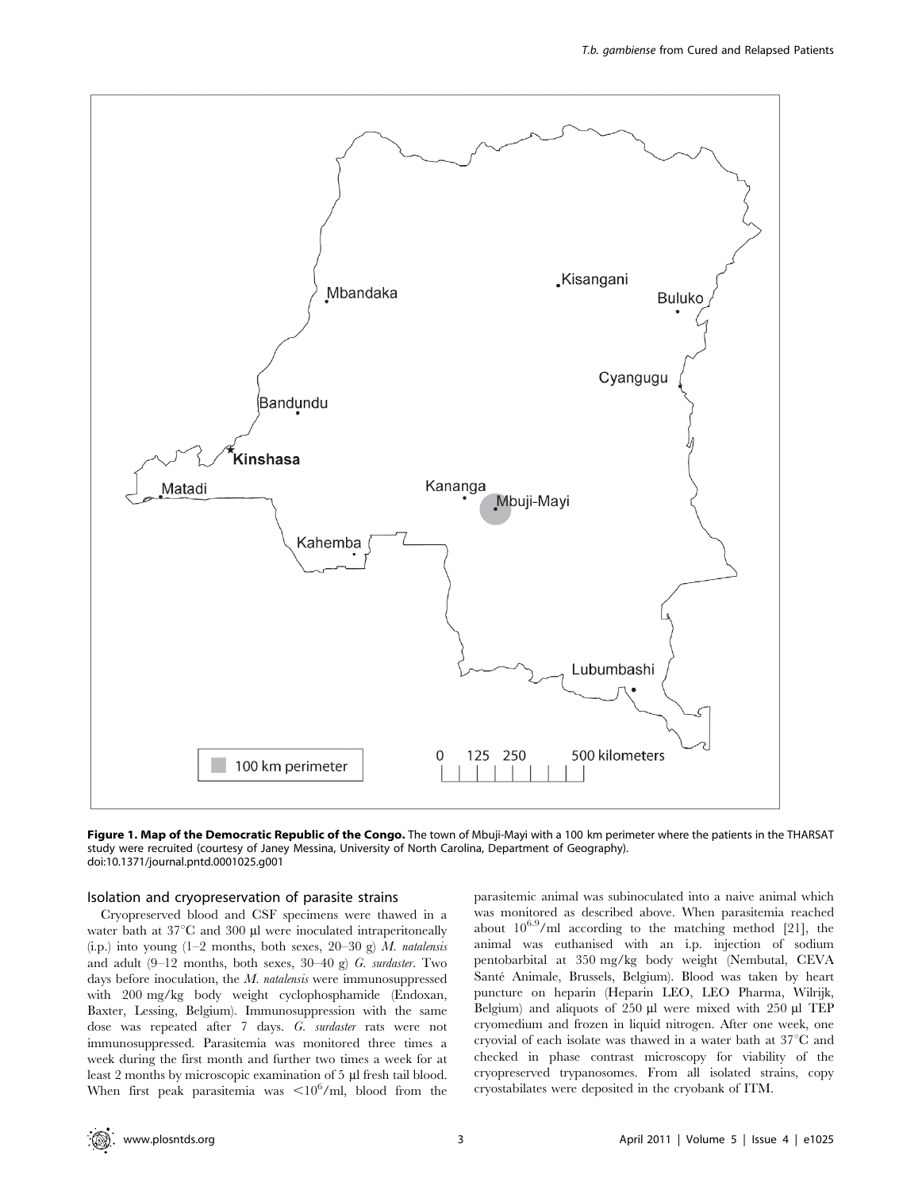**Figure 1. Map of the Democratic Republic of the Congo.** The town of Mbuji-Mayi with a 100 km perimeter where the patients in the THARSAT study were recruited (courtesy of Janey Messina, University of North Carolina, Department of Geography). doi:10.1371/journal.pntd.0001025.g001

### Isolation and cryopreservation of parasite strains

Cryopreserved blood and CSF specimens were thawed in a water bath at 37°C and 300 µl were inoculated intraperitoneally (i.p.) into young (1–2 months, both sexes, 20–30 g) *M. natalensis* and adult (9–12 months, both sexes, 30–40 g) *G. surdaster*. Two days before inoculation, the *M. natalensis* were immunosuppressed with 200 mg/kg body weight cyclophosphamide (Endoxan, Baxter, Lessing, Belgium). Immunosuppression with the same dose was repeated after 7 days. *G. surdaster* rats were not immunosuppressed. Parasitemia was monitored three times a week during the first month and further two times a week for at least 2 months by microscopic examination of 5 µl fresh tail blood. When first peak parasitemia was $<10^6$/ml, blood from the parasitemic animal was subinoculated into a naive animal which was monitored as described above. When parasitemia reached about $10^{6.9}$/ml according to the matching method [21], the animal was euthanised with an i.p. injection of sodium pentobarbital at 350 mg/kg body weight (Nembutal, CEVA Santé Animale, Brussels, Belgium). Blood was taken by heart puncture on heparin (Heparin LEO, LEO Pharma, Wilrijk, Belgium) and aliquots of 250 µl were mixed with 250 µl TEP cryomedium and frozen in liquid nitrogen. After one week, one cryovial of each isolate was thawed in a water bath at 37°C and checked in phase contrast microscopy for viability of the cryopreserved trypanosomes. From all isolated strains, copy cryostabilates were deposited in the cryobank of ITM.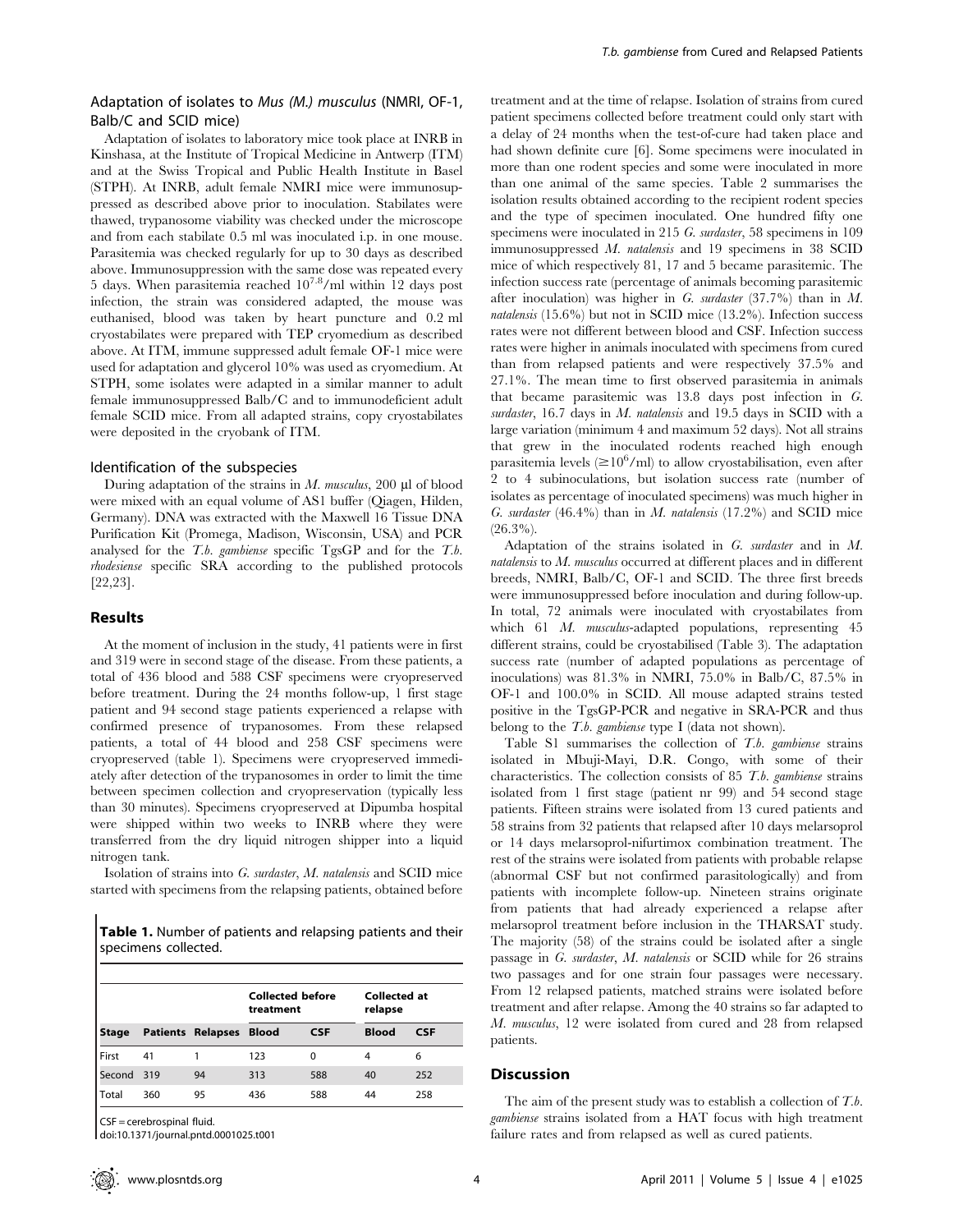### Adaptation of isolates to *Mus (M.) musculus* (NMRI, OF-1, Balb/C and SCID mice)

Adaptation of isolates to laboratory mice took place at INRB in Kinshasa, at the Institute of Tropical Medicine in Antwerp (ITM) and at the Swiss Tropical and Public Health Institute in Basel (STPH). At INRB, adult female NMRI mice were immunosuppressed as described above prior to inoculation. Stabilates were thawed, trypanosome viability was checked under the microscope and from each stabilate 0.5 ml was inoculated i.p. in one mouse. Parasitemia was checked regularly for up to 30 days as described above. Immunosuppression with the same dose was repeated every 5 days. When parasitemia reached $10^{7.8}$/ml within 12 days post infection, the strain was considered adapted, the mouse was euthanised, blood was taken by heart puncture and 0.2 ml cryostabilates were prepared with TEP cryomedium as described above. At ITM, immune suppressed adult female OF-1 mice were used for adaptation and glycerol 10% was used as cryomedium. At STPH, some isolates were adapted in a similar manner to adult female immunosuppressed Balb/C and to immunodeficient adult female SCID mice. From all adapted strains, copy cryostabilates were deposited in the cryobank of ITM.

### Identification of the subspecies

During adaptation of the strains in *M. musculus*, 200 µl of blood were mixed with an equal volume of AS1 buffer (Qiagen, Hilden, Germany). DNA was extracted with the Maxwell 16 Tissue DNA Purification Kit (Promega, Madison, Wisconsin, USA) and PCR analysed for the *T.b. gambiense* specific TgsGP and for the *T.b. rhodesiense* specific SRA according to the published protocols [22,23].

## Results

At the moment of inclusion in the study, 41 patients were in first and 319 were in second stage of the disease. From these patients, a total of 436 blood and 588 CSF specimens were cryopreserved before treatment. During the 24 months follow-up, 1 first stage patient and 94 second stage patients experienced a relapse with confirmed presence of trypanosomes. From these relapsed patients, a total of 44 blood and 258 CSF specimens were cryopreserved (table 1). Specimens were cryopreserved immediately after detection of the trypanosomes in order to limit the time between specimen collection and cryopreservation (typically less than 30 minutes). Specimens cryopreserved at Dipumba hospital were shipped within two weeks to INRB where they were transferred from the dry liquid nitrogen shipper into a liquid nitrogen tank.

Isolation of strains into *G. surdaster*, *M. natalensis* and SCID mice started with specimens from the relapsing patients, obtained before treatment and at the time of relapse. Isolation of strains from cured patient specimens collected before treatment could only start with a delay of 24 months when the test-of-cure had taken place and had shown definite cure [6]. Some specimens were inoculated in more than one rodent species and some were inoculated in more than one animal of the same species. Table 2 summarises the isolation results obtained according to the recipient rodent species and the type of specimen inoculated. One hundred fifty one specimens were inoculated in 215 *G. surdaster*, 58 specimens in 109 immunosuppressed *M. natalensis* and 19 specimens in 38 SCID mice of which respectively 81, 17 and 5 became parasitemic. The infection success rate (percentage of animals becoming parasitemic after inoculation) was higher in *G. surdaster* (37.7%) than in *M. natalensis* (15.6%) but not in SCID mice (13.2%). Infection success rates were not different between blood and CSF. Infection success rates were higher in animals inoculated with specimens from cured than from relapsed patients and were respectively 37.5% and 27.1%. The mean time to first observed parasitemia in animals that became parasitemic was 13.8 days post infection in *G. surdaster*, 16.7 days in *M. natalensis* and 19.5 days in SCID with a large variation (minimum 4 and maximum 52 days). Not all strains that grew in the inoculated rodents reached high enough parasitemia levels ($\geq 10^6$/ml) to allow cryostabilisation, even after 2 to 4 subinoculations, but isolation success rate (number of isolates as percentage of inoculated specimens) was much higher in *G. surdaster* (46.4%) than in *M. natalensis* (17.2%) and SCID mice (26.3%).

Adaptation of the strains isolated in *G. surdaster* and in *M. natalensis* to *M. musculus* occurred at different places and in different breeds, NMRI, Balb/C, OF-1 and SCID. The three first breeds were immunosuppressed before inoculation and during follow-up. In total, 72 animals were inoculated with cryostabilates from which 61 *M. musculus*-adapted populations, representing 45 different strains, could be cryostabilised (Table 3). The adaptation success rate (number of adapted populations as percentage of inoculations) was 81.3% in NMRI, 75.0% in Balb/C, 87.5% in OF-1 and 100.0% in SCID. All mouse adapted strains tested positive in the TgsGP-PCR and negative in SRA-PCR and thus belong to the *T.b. gambiense* type I (data not shown).

Table S1 summarises the collection of *T.b. gambiense* strains isolated in Mbuji-Mayi, D.R. Congo, with some of their characteristics. The collection consists of 85 *T.b. gambiense* strains isolated from 1 first stage (patient nr 99) and 54 second stage patients. Fifteen strains were isolated from 13 cured patients and 58 strains from 32 patients that relapsed after 10 days melarsoprol or 14 days melarsoprol-nifurtimox combination treatment. The rest of the strains were isolated from patients with probable relapse (abnormal CSF but not confirmed parasitologically) and from patients with incomplete follow-up. Nineteen strains originate from patients that had already experienced a relapse after melarsoprol treatment before inclusion in the THARSAT study. The majority (58) of the strains could be isolated after a single passage in *G. surdaster*, *M. natalensis* or SCID while for 26 strains two passages and for one strain four passages were necessary. From 12 relapsed patients, matched strains were isolated before treatment and after relapse. Among the 40 strains so far adapted to *M. musculus*, 12 were isolated from cured and 28 from relapsed patients.

**Table 1.** Number of patients and relapsing patients and their specimens collected.

| | | | Collected before treatment | | Collected at relapse | |
|---|---|---|---|---|---|---|
| **Stage** | **Patients** | **Relapses** | **Blood** | **CSF** | **Blood** | **CSF** |
| First | 41 | 1 | 123 | 0 | 4 | 6 |
| Second | 319 | 94 | 313 | 588 | 40 | 252 |
| Total | 360 | 95 | 436 | 588 | 44 | 258 |

CSF = cerebrospinal fluid.
doi:10.1371/journal.pntd.0001025.t001

## Discussion

The aim of the present study was to establish a collection of *T.b. gambiense* strains isolated from a HAT focus with high treatment failure rates and from relapsed as well as cured patients.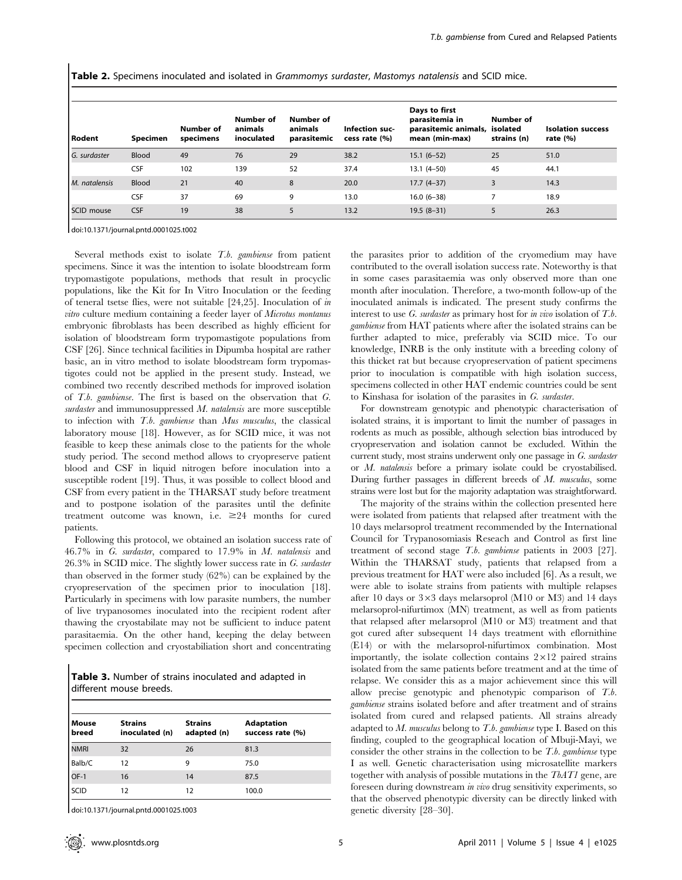**Table 2.** Specimens inoculated and isolated in *Grammomys surdaster*, *Mastomys natalensis* and SCID mice.

| Rodent | Specimen | Number of specimens | Number of animals inoculated | Number of animals parasitemic | Infection success rate (%) | Days to first parasitemia in parasitemic animals, mean (min-max) | Number of isolated strains (n) | Isolation success rate (%) |
|---|---|---|---|---|---|---|---|---|
| *G. surdaster* | Blood | 49 | 76 | 29 | 38.2 | 15.1 (6–52) | 25 | 51.0 |
| | CSF | 102 | 139 | 52 | 37.4 | 13.1 (4–50) | 45 | 44.1 |
| *M. natalensis* | Blood | 21 | 40 | 8 | 20.0 | 17.7 (4–37) | 3 | 14.3 |
| | CSF | 37 | 69 | 9 | 13.0 | 16.0 (6–38) | 7 | 18.9 |
| SCID mouse | CSF | 19 | 38 | 5 | 13.2 | 19.5 (8–31) | 5 | 26.3 |

doi:10.1371/journal.pntd.0001025.t002

Several methods exist to isolate *T.b. gambiense* from patient specimens. Since it was the intention to isolate bloodstream form trypomastigote populations, methods that result in procyclic populations, like the Kit for In Vitro Inoculation or the feeding of teneral tsetse flies, were not suitable [24,25]. Inoculation of *in vitro* culture medium containing a feeder layer of *Microtus montanus* embryonic fibroblasts has been described as highly efficient for isolation of bloodstream form trypomastigote populations from CSF [26]. Since technical facilities in Dipumba hospital are rather basic, an in vitro method to isolate bloodstream form trypomastigotes could not be applied in the present study. Instead, we combined two recently described methods for improved isolation of *T.b. gambiense*. The first is based on the observation that *G. surdaster* and immunosuppressed *M. natalensis* are more susceptible to infection with *T.b. gambiense* than *Mus musculus*, the classical laboratory mouse [18]. However, as for SCID mice, it was not feasible to keep these animals close to the patients for the whole study period. The second method allows to cryopreserve patient blood and CSF in liquid nitrogen before inoculation into a susceptible rodent [19]. Thus, it was possible to collect blood and CSF from every patient in the THARSAT study before treatment and to postpone isolation of the parasites until the definite treatment outcome was known, i.e. ≥24 months for cured patients.

Following this protocol, we obtained an isolation success rate of 46.7% in *G. surdaster*, compared to 17.9% in *M. natalensis* and 26.3% in SCID mice. The slightly lower success rate in *G. surdaster* than observed in the former study (62%) can be explained by the cryopreservation of the specimen prior to inoculation [18]. Particularly in specimens with low parasite numbers, the number of live trypanosomes inoculated into the recipient rodent after thawing the cryostabilate may not be sufficient to induce patent parasitaemia. On the other hand, keeping the delay between specimen collection and cryostabiliation short and concentrating the parasites prior to addition of the cryomedium may have contributed to the overall isolation success rate. Noteworthy is that in some cases parasitaemia was only observed more than one month after inoculation. Therefore, a two-month follow-up of the inoculated animals is indicated. The present study confirms the interest to use *G. surdaster* as primary host for *in vivo* isolation of *T.b. gambiense* from HAT patients where after the isolated strains can be further adapted to mice, preferably via SCID mice. To our knowledge, INRB is the only institute with a breeding colony of this thicket rat but because cryopreservation of patient specimens prior to inoculation is compatible with high isolation success, specimens collected in other HAT endemic countries could be sent to Kinshasa for isolation of the parasites in *G. surdaster*.

**Table 3.** Number of strains inoculated and adapted in different mouse breeds.

| Mouse breed | Strains inoculated (n) | Strains adapted (n) | Adaptation success rate (%) |
|---|---|---|---|
| NMRI | 32 | 26 | 81.3 |
| Balb/C | 12 | 9 | 75.0 |
| OF-1 | 16 | 14 | 87.5 |
| SCID | 12 | 12 | 100.0 |

doi:10.1371/journal.pntd.0001025.t003

For downstream genotypic and phenotypic characterisation of isolated strains, it is important to limit the number of passages in rodents as much as possible, although selection bias introduced by cryopreservation and isolation cannot be excluded. Within the current study, most strains underwent only one passage in *G. surdaster* or *M. natalensis* before a primary isolate could be cryostabilised. During further passages in different breeds of *M. musculus*, some strains were lost but for the majority adaptation was straightforward.

The majority of the strains within the collection presented here were isolated from patients that relapsed after treatment with the 10 days melarsoprol treatment recommended by the International Council for Trypanosomiasis Reseach and Control as first line treatment of second stage *T.b. gambiense* patients in 2003 [27]. Within the THARSAT study, patients that relapsed from a previous treatment for HAT were also included [6]. As a result, we were able to isolate strains from patients with multiple relapses after 10 days or 3×3 days melarsoprol (M10 or M3) and 14 days melarsoprol-nifurtimox (MN) treatment, as well as from patients that relapsed after melarsoprol (M10 or M3) treatment and that got cured after subsequent 14 days treatment with eflornithine (E14) or with the melarsoprol-nifurtimox combination. Most importantly, the isolate collection contains 2×12 paired strains isolated from the same patients before treatment and at the time of relapse. We consider this as a major achievement since this will allow precise genotypic and phenotypic comparison of *T.b. gambiense* strains isolated before and after treatment and of strains isolated from cured and relapsed patients. All strains already adapted to *M. musculus* belong to *T.b. gambiense* type I. Based on this finding, coupled to the geographical location of Mbuji-Mayi, we consider the other strains in the collection to be *T.b. gambiense* type I as well. Genetic characterisation using microsatellite markers together with analysis of possible mutations in the *TbAT1* gene, are foreseen during downstream *in vivo* drug sensitivity experiments, so that the observed phenotypic diversity can be directly linked with genetic diversity [28–30].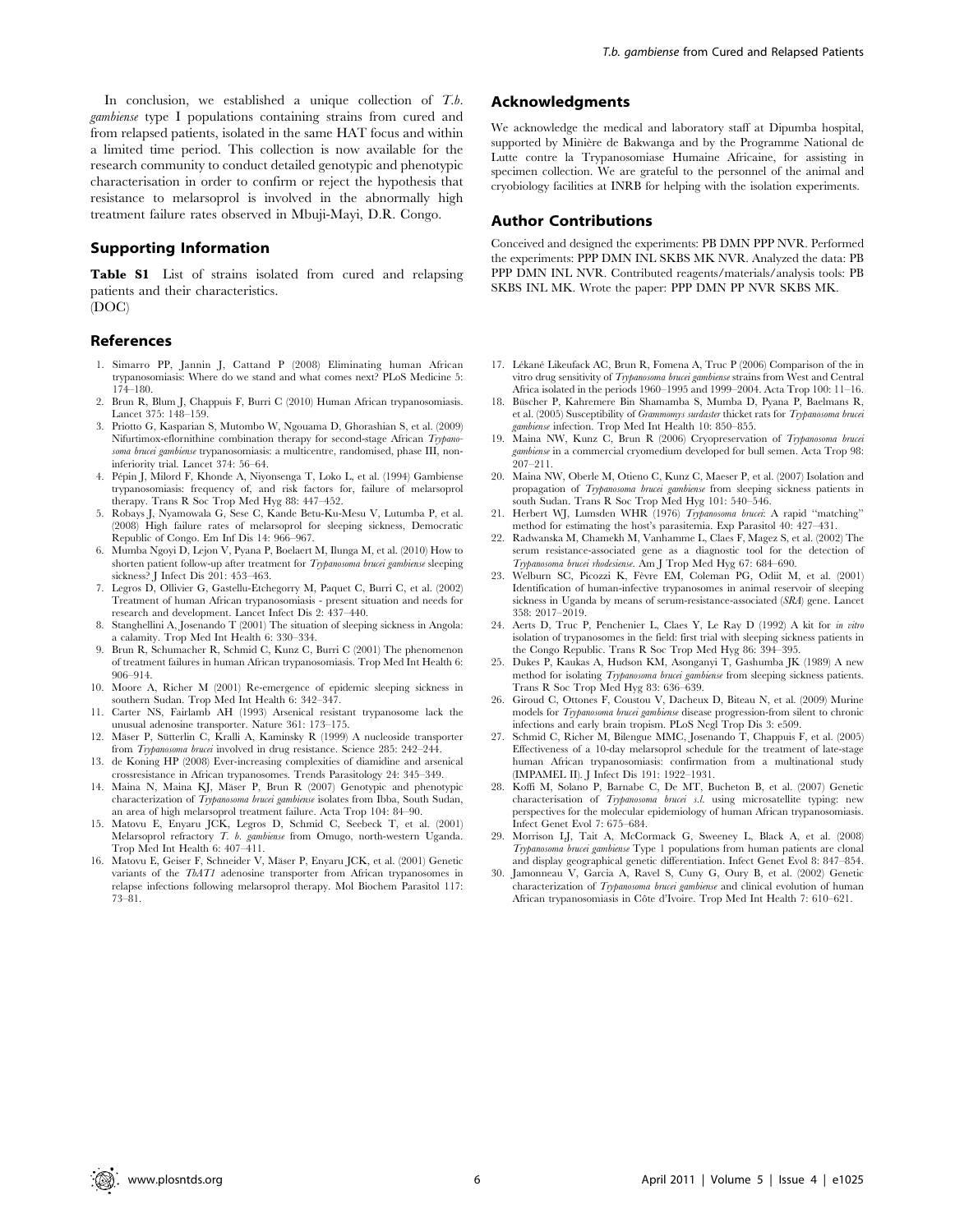In conclusion, we established a unique collection of *T.b. gambiense* type I populations containing strains from cured and from relapsed patients, isolated in the same HAT focus and within a limited time period. This collection is now available for the research community to conduct detailed genotypic and phenotypic characterisation in order to confirm or reject the hypothesis that resistance to melarsoprol is involved in the abnormally high treatment failure rates observed in Mbuji-Mayi, D.R. Congo.

## Supporting Information

**Table S1** List of strains isolated from cured and relapsing patients and their characteristics.
(DOC)

## Acknowledgments

We acknowledge the medical and laboratory staff at Dipumba hospital, supported by Minière de Bakwanga and by the Programme National de Lutte contre la Trypanosomiase Humaine Africaine, for assisting in specimen collection. We are grateful to the personnel of the animal and cryobiology facilities at INRB for helping with the isolation experiments.

## Author Contributions

Conceived and designed the experiments: PB DMN PPP NVR. Performed the experiments: PPP DMN INL SKBS MK NVR. Analyzed the data: PB PPP DMN INL NVR. Contributed reagents/materials/analysis tools: PB SKBS INL MK. Wrote the paper: PPP DMN PP NVR SKBS MK.

## References

1. Simarro PP, Jannin J, Cattand P (2008) Eliminating human African trypanosomiasis: Where do we stand and what comes next? PLoS Medicine 5: 174–180.
2. Brun R, Blum J, Chappuis F, Burri C (2010) Human African trypanosomiasis. Lancet 375: 148–159.
3. Priotto G, Kasparian S, Mutombo W, Ngouama D, Ghorashian S, et al. (2009) Nifurtimox-eflornithine combination therapy for second-stage African *Trypanosoma brucei gambiense* trypanosomiasis: a multicentre, randomised, phase III, non-inferiority trial. Lancet 374: 56–64.
4. Pépin J, Milord F, Khonde A, Niyonsenga T, Loko L, et al. (1994) Gambiense trypanosomiasis: frequency of, and risk factors for, failure of melarsoprol therapy. Trans R Soc Trop Med Hyg 88: 447–452.
5. Robays J, Nyamowala G, Sese C, Kande Betu-Ku-Mesu V, Lutumba P, et al. (2008) High failure rates of melarsoprol for sleeping sickness, Democratic Republic of Congo. Em Inf Dis 14: 966–967.
6. Mumba Ngoyi D, Lejon V, Pyana P, Boelaert M, Ilunga M, et al. (2010) How to shorten patient follow-up after treatment for *Trypanosoma brucei gambiense* sleeping sickness? J Infect Dis 201: 453–463.
7. Legros D, Ollivier G, Gastellu-Etchegorry M, Paquet C, Burri C, et al. (2002) Treatment of human African trypanosomiasis - present situation and needs for research and development. Lancet Infect Dis 2: 437–440.
8. Stanghellini A, Josenando T (2001) The situation of sleeping sickness in Angola: a calamity. Trop Med Int Health 6: 330–334.
9. Brun R, Schumacher R, Schmid C, Kunz C, Burri C (2001) The phenomenon of treatment failures in human African trypanosomiasis. Trop Med Int Health 6: 906–914.
10. Moore A, Richer M (2001) Re-emergence of epidemic sleeping sickness in southern Sudan. Trop Med Int Health 6: 342–347.
11. Carter NS, Fairlamb AH (1993) Arsenical resistant trypanosome lack the unusual adenosine transporter. Nature 361: 173–175.
12. Mäser P, Sütterlin C, Kralli A, Kaminsky R (1999) A nucleoside transporter from *Trypanosoma brucei* involved in drug resistance. Science 285: 242–244.
13. de Koning HP (2008) Ever-increasing complexities of diamidine and arsenical crossresistance in African trypanosomes. Trends Parasitology 24: 345–349.
14. Maina N, Maina KJ, Mäser P, Brun R (2007) Genotypic and phenotypic characterization of *Trypanosoma brucei gambiense* isolates from Ibba, South Sudan, an area of high melarsoprol treatment failure. Acta Trop 104: 84–90.
15. Matovu E, Enyaru JCK, Legros D, Schmid C, Seebeck T, et al. (2001) Melarsoprol refractory *T. b. gambiense* from Omugo, north-western Uganda. Trop Med Int Health 6: 407–411.
16. Matovu E, Geiser F, Schneider V, Mäser P, Enyaru JCK, et al. (2001) Genetic variants of the *TbAT1* adenosine transporter from African trypanosomes in relapse infections following melarsoprol therapy. Mol Biochem Parasitol 117: 73–81.
17. Lékané Likeufack AC, Brun R, Fomena A, Truc P (2006) Comparison of the in vitro drug sensitivity of *Trypanosoma brucei gambiense* strains from West and Central Africa isolated in the periods 1960–1995 and 1999–2004. Acta Trop 100: 11–16.
18. Büscher P, Kahremere Bin Shamamba S, Mumba D, Pyana P, Baelmans R, et al. (2005) Susceptibility of *Grammomys surdaster* thicket rats for *Trypanosoma brucei gambiense* infection. Trop Med Int Health 10: 850–855.
19. Maina NW, Kunz C, Brun R (2006) Cryopreservation of *Trypanosoma brucei gambiense* in a commercial cryomedium developed for bull semen. Acta Trop 98: 207–211.
20. Maina NW, Oberle M, Otieno C, Kunz C, Maeser P, et al. (2007) Isolation and propagation of *Trypanosoma brucei gambiense* from sleeping sickness patients in south Sudan. Trans R Soc Trop Med Hyg 101: 540–546.
21. Herbert WJ, Lumsden WHR (1976) *Trypanosoma brucei*: A rapid "matching" method for estimating the host's parasitemia. Exp Parasitol 40: 427–431.
22. Radwanska M, Chamekh M, Vanhamme L, Claes F, Magez S, et al. (2002) The serum resistance-associated gene as a diagnostic tool for the detection of *Trypanosoma brucei rhodesiense*. Am J Trop Med Hyg 67: 684–690.
23. Welburn SC, Picozzi K, Fèvre EM, Coleman PG, Odiit M, et al. (2001) Identification of human-infective trypanosomes in animal reservoir of sleeping sickness in Uganda by means of serum-resistance-associated (*SRA*) gene. Lancet 358: 2017–2019.
24. Aerts D, Truc P, Penchenier L, Claes Y, Le Ray D (1992) A kit for *in vitro* isolation of trypanosomes in the field: first trial with sleeping sickness patients in the Congo Republic. Trans R Soc Trop Med Hyg 86: 394–395.
25. Dukes P, Kaukas A, Hudson KM, Asonganyi T, Gashumba JK (1989) A new method for isolating *Trypanosoma brucei gambiense* from sleeping sickness patients. Trans R Soc Trop Med Hyg 83: 636–639.
26. Giroud C, Ottones F, Coustou V, Dacheux D, Biteau N, et al. (2009) Murine models for *Trypanosoma brucei gambiense* disease progression-from silent to chronic infections and early brain tropism. PLoS Negl Trop Dis 3: e509.
27. Schmid C, Richer M, Bilengue MMC, Josenando T, Chappuis F, et al. (2005) Effectiveness of a 10-day melarsoprol schedule for the treatment of late-stage human African trypanosomiasis: confirmation from a multinational study (IMPAMEL II). J Infect Dis 191: 1922–1931.
28. Koffi M, Solano P, Barnabe C, De MT, Bucheton B, et al. (2007) Genetic characterisation of *Trypanosoma brucei s.l.* using microsatellite typing: new perspectives for the molecular epidemiology of human African trypanosomiasis. Infect Genet Evol 7: 675–684.
29. Morrison LJ, Tait A, McCormack G, Sweeney L, Black A, et al. (2008) *Trypanosoma brucei gambiense* Type 1 populations from human patients are clonal and display geographical genetic differentiation. Infect Genet Evol 8: 847–854.
30. Jamonneau V, Garcia A, Ravel S, Cuny G, Oury B, et al. (2002) Genetic characterization of *Trypanosoma brucei gambiense* and clinical evolution of human African trypanosomiasis in Côte d'Ivoire. Trop Med Int Health 7: 610–621.